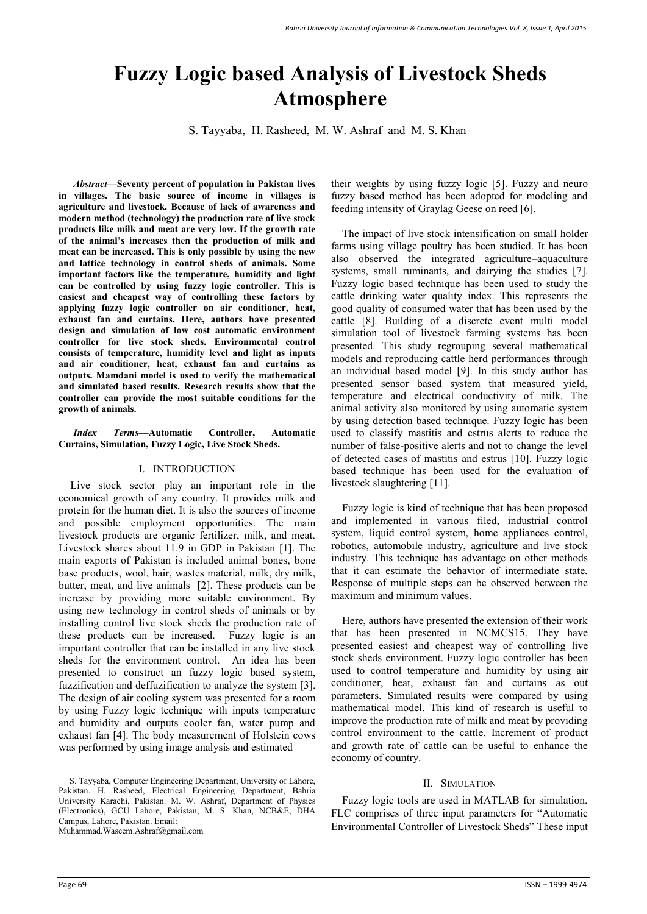# Fuzzy Logic based Analysis of Livestock Sheds Atmosphere

S. Tayyaba, H. Rasheed, M. W. Ashraf and M. S. Khan

***Abstract*—Seventy percent of population in Pakistan lives in villages. The basic source of income in villages is agriculture and livestock. Because of lack of awareness and modern method (technology) the production rate of live stock products like milk and meat are very low. If the growth rate of the animal's increases then the production of milk and meat can be increased. This is only possible by using the new and lattice technology in control sheds of animals. Some important factors like the temperature, humidity and light can be controlled by using fuzzy logic controller. This is easiest and cheapest way of controlling these factors by applying fuzzy logic controller on air conditioner, heat, exhaust fan and curtains. Here, authors have presented design and simulation of low cost automatic environment controller for live stock sheds. Environmental control consists of temperature, humidity level and light as inputs and air conditioner, heat, exhaust fan and curtains as outputs. Mamdani model is used to verify the mathematical and simulated based results. Research results show that the controller can provide the most suitable conditions for the growth of animals.**

***Index Terms*—Automatic Controller, Automatic Curtains, Simulation, Fuzzy Logic, Live Stock Sheds.**

## I. INTRODUCTION

Live stock sector play an important role in the economical growth of any country. It provides milk and protein for the human diet. It is also the sources of income and possible employment opportunities. The main livestock products are organic fertilizer, milk, and meat. Livestock shares about 11.9 in GDP in Pakistan [1]. The main exports of Pakistan is included animal bones, bone base products, wool, hair, wastes material, milk, dry milk, butter, meat, and live animals [2]. These products can be increase by providing more suitable environment. By using new technology in control sheds of animals or by installing control live stock sheds the production rate of these products can be increased. Fuzzy logic is an important controller that can be installed in any live stock sheds for the environment control. An idea has been presented to construct an fuzzy logic based system, fuzzification and deffuzification to analyze the system [3]. The design of air cooling system was presented for a room by using Fuzzy logic technique with inputs temperature and humidity and outputs cooler fan, water pump and exhaust fan [4]. The body measurement of Holstein cows was performed by using image analysis and estimated their weights by using fuzzy logic [5]. Fuzzy and neuro fuzzy based method has been adopted for modeling and feeding intensity of Graylag Geese on reed [6].

The impact of live stock intensification on small holder farms using village poultry has been studied. It has been also observed the integrated agriculture–aquaculture systems, small ruminants, and dairying the studies [7]. Fuzzy logic based technique has been used to study the cattle drinking water quality index. This represents the good quality of consumed water that has been used by the cattle [8]. Building of a discrete event multi model simulation tool of livestock farming systems has been presented. This study regrouping several mathematical models and reproducing cattle herd performances through an individual based model [9]. In this study author has presented sensor based system that measured yield, temperature and electrical conductivity of milk. The animal activity also monitored by using automatic system by using detection based technique. Fuzzy logic has been used to classify mastitis and estrus alerts to reduce the number of false-positive alerts and not to change the level of detected cases of mastitis and estrus [10]. Fuzzy logic based technique has been used for the evaluation of livestock slaughtering [11].

Fuzzy logic is kind of technique that has been proposed and implemented in various filed, industrial control system, liquid control system, home appliances control, robotics, automobile industry, agriculture and live stock industry. This technique has advantage on other methods that it can estimate the behavior of intermediate state. Response of multiple steps can be observed between the maximum and minimum values.

Here, authors have presented the extension of their work that has been presented in NCMCS15. They have presented easiest and cheapest way of controlling live stock sheds environment. Fuzzy logic controller has been used to control temperature and humidity by using air conditioner, heat, exhaust fan and curtains as out parameters. Simulated results were compared by using mathematical model. This kind of research is useful to improve the production rate of milk and meat by providing control environment to the cattle. Increment of product and growth rate of cattle can be useful to enhance the economy of country.

## II. SIMULATION

Fuzzy logic tools are used in MATLAB for simulation. FLC comprises of three input parameters for "Automatic Environmental Controller of Livestock Sheds" These input

S. Tayyaba, Computer Engineering Department, University of Lahore, Pakistan. H. Rasheed, Electrical Engineering Department, Bahria University Karachi, Pakistan. M. W. Ashraf, Department of Physics (Electronics), GCU Lahore, Pakistan, M. S. Khan, NCB&E, DHA Campus, Lahore, Pakistan. Email: Muhammad.Waseem.Ashraf@gmail.com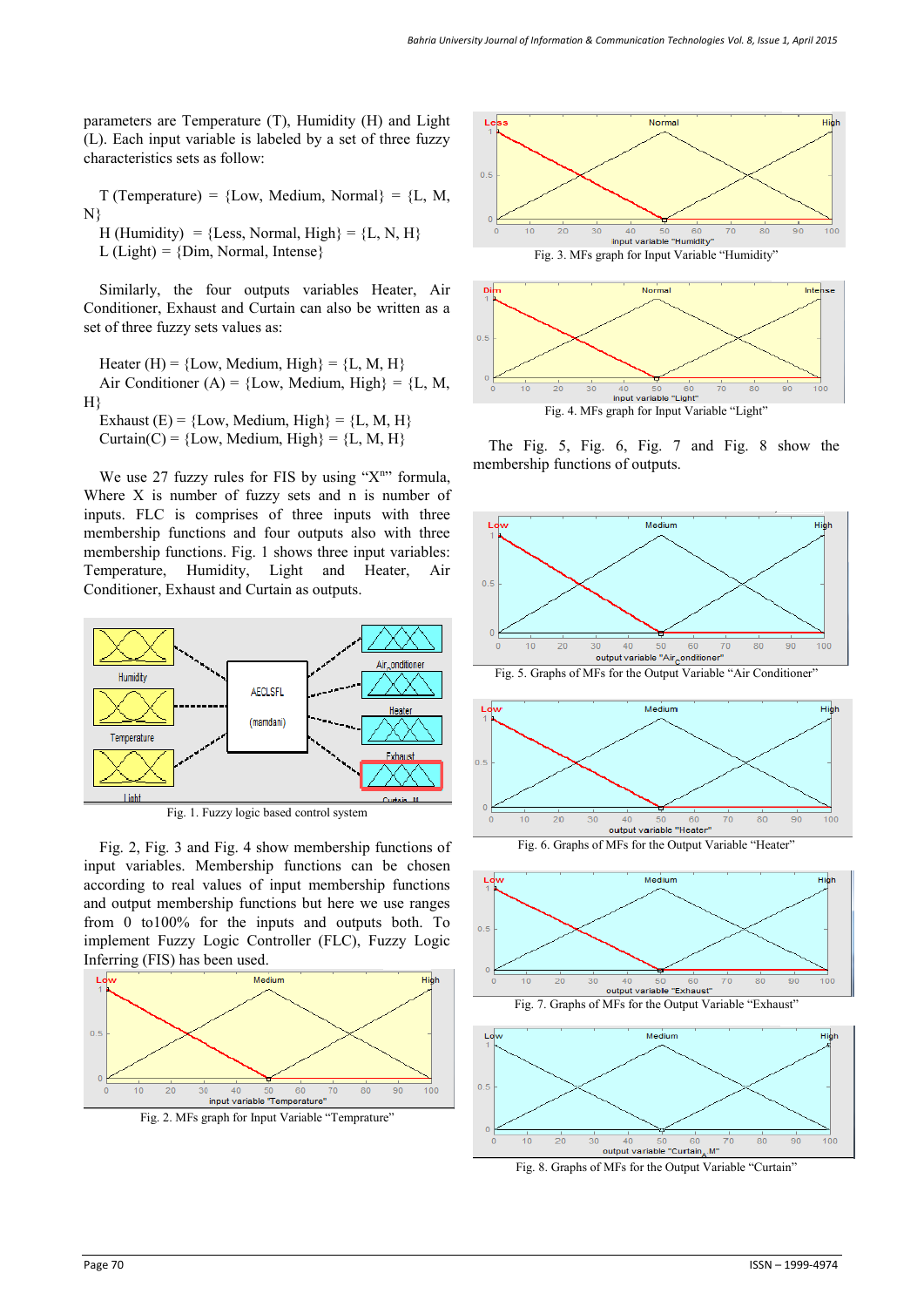parameters are Temperature (T), Humidity (H) and Light (L). Each input variable is labeled by a set of three fuzzy characteristics sets as follow:

T (Temperature) = {Low, Medium, Normal} = {L, M, N}
H (Humidity) = {Less, Normal, High} = {L, N, H}
L (Light) = {Dim, Normal, Intense}

Similarly, the four outputs variables Heater, Air Conditioner, Exhaust and Curtain can also be written as a set of three fuzzy sets values as:

Heater (H) = {Low, Medium, High} = {L, M, H}
Air Conditioner (A) = {Low, Medium, High} = {L, M, H}
Exhaust (E) = {Low, Medium, High} = {L, M, H}
Curtain(C) = {Low, Medium, High} = {L, M, H}

We use 27 fuzzy rules for FIS by using "$X^n$" formula, Where X is number of fuzzy sets and n is number of inputs. FLC is comprises of three inputs with three membership functions and four outputs also with three membership functions. Fig. 1 shows three input variables: Temperature, Humidity, Light and Heater, Air Conditioner, Exhaust and Curtain as outputs.

Fig. 1. Fuzzy logic based control system

Fig. 2, Fig. 3 and Fig. 4 show membership functions of input variables. Membership functions can be chosen according to real values of input membership functions and output membership functions but here we use ranges from 0 to100% for the inputs and outputs both. To implement Fuzzy Logic Controller (FLC), Fuzzy Logic Inferring (FIS) has been used.

Fig. 2. MFs graph for Input Variable "Temprature"

Fig. 3. MFs graph for Input Variable "Humidity"

Fig. 4. MFs graph for Input Variable "Light"

The Fig. 5, Fig. 6, Fig. 7 and Fig. 8 show the membership functions of outputs.

Fig. 5. Graphs of MFs for the Output Variable "Air Conditioner"

Fig. 6. Graphs of MFs for the Output Variable "Heater"

Fig. 7. Graphs of MFs for the Output Variable "Exhaust"

Fig. 8. Graphs of MFs for the Output Variable "Curtain"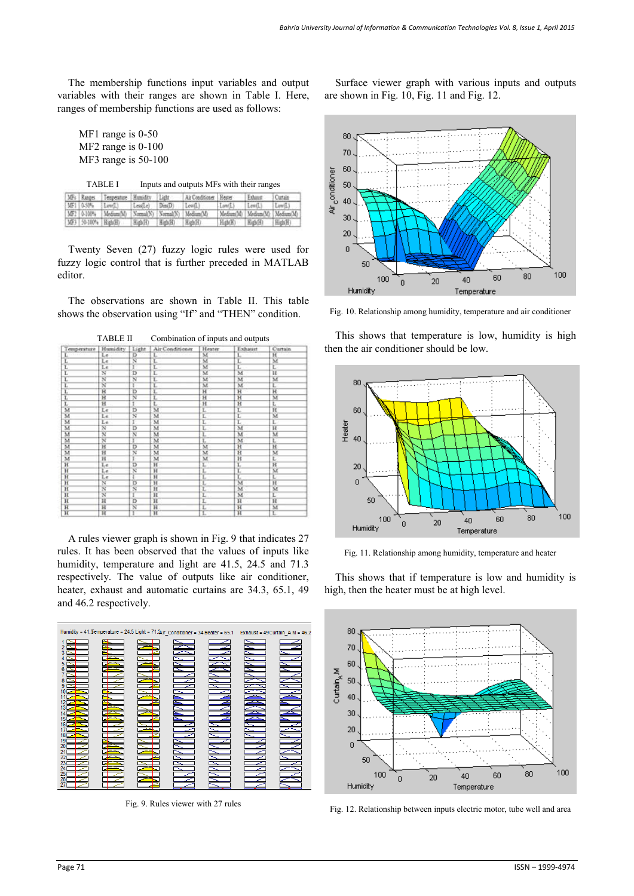The membership functions input variables and output variables with their ranges are shown in Table I. Here, ranges of membership functions are used as follows:

MF1 range is 0-50
MF2 range is 0-100
MF3 range is 50-100

TABLE I Inputs and outputs MFs with their ranges

| MFs | Ranges | Temperature | Humidity | Light | Air Conditioner | Heater | Exhaust | Curtain |
|---|---|---|---|---|---|---|---|---|
| MF1 | 0-50% | Low(L) | Less(Le) | Dim(D) | Low(L) | Low(L) | Low(L) | Low(L) |
| MF2 | 0-100% | Medium(M) | Normal(N) | Normal(N) | Medium(M) | Medium(M) | Medium(M) | Medium(M) |
| MF3 | 50-100% | High(H) | High(H) | High(H) | High(H) | High(H) | High(H) | High(H) |

Twenty Seven (27) fuzzy logic rules were used for fuzzy logic control that is further preceded in MATLAB editor.

The observations are shown in Table II. This table shows the observation using "If" and "THEN" condition.

TABLE II Combination of inputs and outputs

| Temperature | Humidity | Light | Air Conditioner | Heater | Exhaust | Curtain |
|---|---|---|---|---|---|---|
| L | Le | D | L | M | L | H |
| L | Le | N | L | M | L | M |
| L | Le | I | L | M | L | L |
| L | N | D | L | M | M | H |
| L | N | N | L | M | M | M |
| L | N | I | L | M | M | L |
| L | H | D | L | H | H | H |
| L | H | N | L | H | H | M |
| L | H | I | L | H | H | L |
| M | Le | D | M | L | L | H |
| M | Le | N | M | L | L | M |
| M | Le | I | M | L | L | L |
| M | N | D | M | L | M | H |
| M | N | N | M | L | M | M |
| M | N | I | M | L | M | L |
| M | H | D | M | M | H | H |
| M | H | N | M | M | H | M |
| M | H | I | M | M | H | L |
| H | Le | D | H | L | L | H |
| H | Le | N | H | L | L | M |
| H | Le | I | H | L | L | L |
| H | N | D | H | L | M | H |
| H | N | N | H | L | M | M |
| H | N | I | H | L | M | L |
| H | H | D | H | L | H | H |
| H | H | N | H | L | H | M |
| H | H | I | H | L | H | L |

A rules viewer graph is shown in Fig. 9 that indicates 27 rules. It has been observed that the values of inputs like humidity, temperature and light are 41.5, 24.5 and 71.3 respectively. The value of outputs like air conditioner, heater, exhaust and automatic curtains are 34.3, 65.1, 49 and 46.2 respectively.

Fig. 9. Rules viewer with 27 rules

Surface viewer graph with various inputs and outputs are shown in Fig. 10, Fig. 11 and Fig. 12.

Fig. 10. Relationship among humidity, temperature and air conditioner

This shows that temperature is low, humidity is high then the air conditioner should be low.

Fig. 11. Relationship among humidity, temperature and heater

This shows that if temperature is low and humidity is high, then the heater must be at high level.

Fig. 12. Relationship between inputs electric motor, tube well and area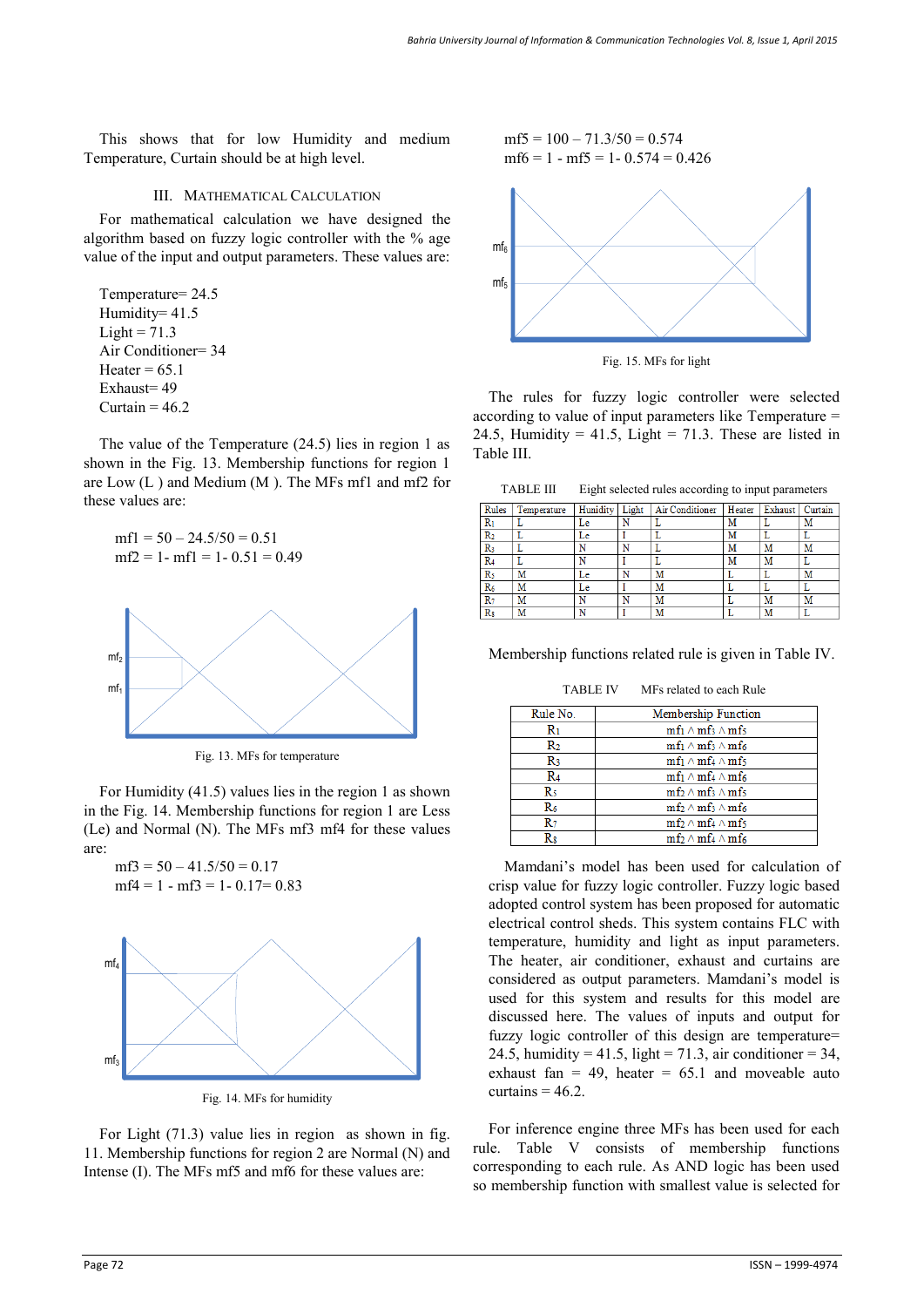This shows that for low Humidity and medium Temperature, Curtain should be at high level.

## III. Mathematical Calculation

For mathematical calculation we have designed the algorithm based on fuzzy logic controller with the % age value of the input and output parameters. These values are:

Temperature= 24.5
Humidity= 41.5
Light = 71.3
Air Conditioner= 34
Heater = 65.1
Exhaust= 49
Curtain = 46.2

The value of the Temperature (24.5) lies in region 1 as shown in the Fig. 13. Membership functions for region 1 are Low (L ) and Medium (M ). The MFs mf1 and mf2 for these values are:

$$mf1 = 50 - 24.5/50 = 0.51$$
$$mf2 = 1\text{- } mf1 = 1\text{- } 0.51 = 0.49$$

Fig. 13. MFs for temperature

For Humidity (41.5) values lies in the region 1 as shown in the Fig. 14. Membership functions for region 1 are Less (Le) and Normal (N). The MFs mf3 mf4 for these values are:

$$mf3 = 50 - 41.5/50 = 0.17$$
$$mf4 = 1 - mf3 = 1\text{- } 0.17 = 0.83$$

Fig. 14. MFs for humidity

For Light (71.3) value lies in region as shown in fig. 11. Membership functions for region 2 are Normal (N) and Intense (I). The MFs mf5 and mf6 for these values are:

$$mf5 = 100 - 71.3/50 = 0.574$$
$$mf6 = 1 - mf5 = 1\text{- } 0.574 = 0.426$$

Fig. 15. MFs for light

The rules for fuzzy logic controller were selected according to value of input parameters like Temperature = 24.5, Humidity = 41.5, Light = 71.3. These are listed in Table III.

TABLE III Eight selected rules according to input parameters

| Rules | Temperature | Humidity | Light | Air Conditioner | Heater | Exhaust | Curtain |
|---|---|---|---|---|---|---|---|
| $R_1$ | L | Le | N | L | M | L | M |
| $R_2$ | L | Le | I | L | M | L | L |
| $R_3$ | L | N | N | L | M | M | M |
| $R_4$ | L | N | I | L | M | M | L |
| $R_5$ | M | Le | N | M | L | L | M |
| $R_6$ | M | Le | I | M | L | L | L |
| $R_7$ | M | N | N | M | L | M | M |
| $R_8$ | M | N | I | M | L | M | L |

Membership functions related rule is given in Table IV.

TABLE IV MFs related to each Rule

| Rule No. | Membership Function |
|---|---|
| $R_1$ | $mf_1 \wedge mf_3 \wedge mf_5$ |
| $R_2$ | $mf_1 \wedge mf_3 \wedge mf_6$ |
| $R_3$ | $mf_1 \wedge mf_4 \wedge mf_5$ |
| $R_4$ | $mf_1 \wedge mf_4 \wedge mf_6$ |
| $R_5$ | $mf_2 \wedge mf_3 \wedge mf_5$ |
| $R_6$ | $mf_2 \wedge mf_3 \wedge mf_6$ |
| $R_7$ | $mf_2 \wedge mf_4 \wedge mf_5$ |
| $R_8$ | $mf_2 \wedge mf_4 \wedge mf_6$ |

Mamdani's model has been used for calculation of crisp value for fuzzy logic controller. Fuzzy logic based adopted control system has been proposed for automatic electrical control sheds. This system contains FLC with temperature, humidity and light as input parameters. The heater, air conditioner, exhaust and curtains are considered as output parameters. Mamdani's model is used for this system and results for this model are discussed here. The values of inputs and output for fuzzy logic controller of this design are temperature= 24.5, humidity = 41.5, light = 71.3, air conditioner = 34, exhaust fan = 49, heater = 65.1 and moveable auto curtains = 46.2.

For inference engine three MFs has been used for each rule. Table V consists of membership functions corresponding to each rule. As AND logic has been used so membership function with smallest value is selected for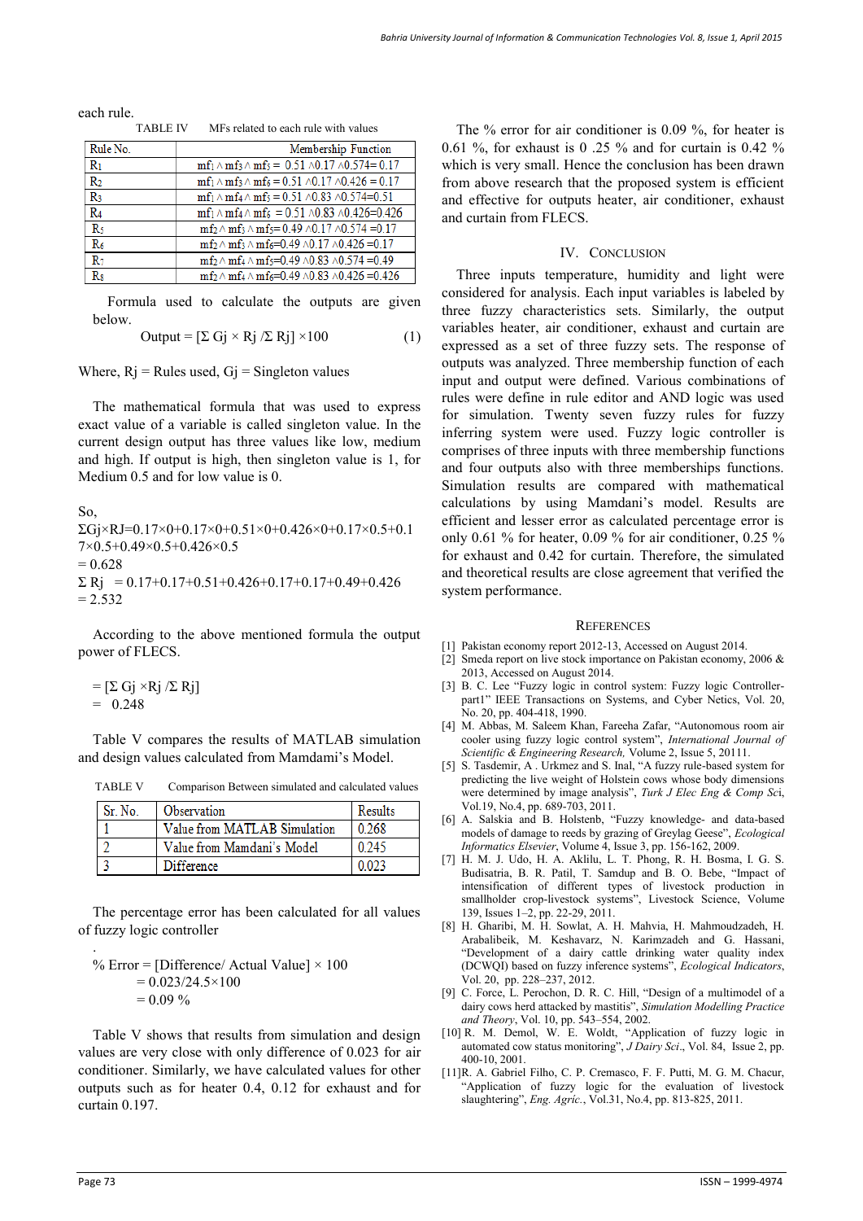each rule.

TABLE IV MFs related to each rule with values

| Rule No. | Membership Function |
|---|---|
| $R_1$ | $mf_1 \wedge mf_3 \wedge mf_5 = 0.51 \wedge 0.17 \wedge 0.574 = 0.17$ |
| $R_2$ | $mf_1 \wedge mf_3 \wedge mf_6 = 0.51 \wedge 0.17 \wedge 0.426 = 0.17$ |
| $R_3$ | $mf_1 \wedge mf_4 \wedge mf_5 = 0.51 \wedge 0.83 \wedge 0.574 = 0.51$ |
| $R_4$ | $mf_1 \wedge mf_4 \wedge mf_6 = 0.51 \wedge 0.83 \wedge 0.426 = 0.426$ |
| $R_5$ | $mf_2 \wedge mf_3 \wedge mf_5 = 0.49 \wedge 0.17 \wedge 0.574 = 0.17$ |
| $R_6$ | $mf_2 \wedge mf_3 \wedge mf_6 = 0.49 \wedge 0.17 \wedge 0.426 = 0.17$ |
| $R_7$ | $mf_2 \wedge mf_4 \wedge mf_5 = 0.49 \wedge 0.83 \wedge 0.574 = 0.49$ |
| $R_8$ | $mf_2 \wedge mf_4 \wedge mf_6 = 0.49 \wedge 0.83 \wedge 0.426 = 0.426$ |

Formula used to calculate the outputs are given below.

$$\text{Output} = [\Sigma\, G_j \times R_j / \Sigma\, R_j] \times 100 \qquad (1)$$

Where, $R_j$ = Rules used, $G_j$ = Singleton values

The mathematical formula that was used to express exact value of a variable is called singleton value. In the current design output has three values like low, medium and high. If output is high, then singleton value is 1, for Medium 0.5 and for low value is 0.

So,

$\Sigma G_j \times R_J = 0.17\times0 + 0.17\times0 + 0.51\times0 + 0.426\times0 + 0.17\times0.5 + 0.17\times0.5 + 0.49\times0.5 + 0.426\times0.5$
$= 0.628$
$\Sigma\, R_j = 0.17+0.17+0.51+0.426+0.17+0.17+0.49+0.426$
$= 2.532$

According to the above mentioned formula the output power of FLECS.

$= [\Sigma\, G_j \times R_j / \Sigma\, R_j]$
$= 0.248$

Table V compares the results of MATLAB simulation and design values calculated from Mamdami's Model.

TABLE V Comparison Between simulated and calculated values

| Sr. No. | Observation | Results |
|---|---|---|
| 1 | Value from MATLAB Simulation | 0.268 |
| 2 | Value from Mamdani's Model | 0.245 |
| 3 | Difference | 0.023 |

The percentage error has been calculated for all values of fuzzy logic controller

.

% Error = [Difference/ Actual Value] × 100
$= 0.023/24.5\times100$
$= 0.09$ %

Table V shows that results from simulation and design values are very close with only difference of 0.023 for air conditioner. Similarly, we have calculated values for other outputs such as for heater 0.4, 0.12 for exhaust and for curtain 0.197.

The % error for air conditioner is 0.09 %, for heater is 0.61 %, for exhaust is 0 .25 % and for curtain is 0.42 % which is very small. Hence the conclusion has been drawn from above research that the proposed system is efficient and effective for outputs heater, air conditioner, exhaust and curtain from FLECS.

## IV. Conclusion

Three inputs temperature, humidity and light were considered for analysis. Each input variables is labeled by three fuzzy characteristics sets. Similarly, the output variables heater, air conditioner, exhaust and curtain are expressed as a set of three fuzzy sets. The response of outputs was analyzed. Three membership function of each input and output were defined. Various combinations of rules were define in rule editor and AND logic was used for simulation. Twenty seven fuzzy rules for fuzzy inferring system were used. Fuzzy logic controller is comprises of three inputs with three membership functions and four outputs also with three memberships functions. Simulation results are compared with mathematical calculations by using Mamdani's model. Results are efficient and lesser error as calculated percentage error is only 0.61 % for heater, 0.09 % for air conditioner, 0.25 % for exhaust and 0.42 for curtain. Therefore, the simulated and theoretical results are close agreement that verified the system performance.

## References

[1] Pakistan economy report 2012-13, Accessed on August 2014.

[2] Smeda report on live stock importance on Pakistan economy, 2006 & 2013, Accessed on August 2014.

[3] B. C. Lee "Fuzzy logic in control system: Fuzzy logic Controller-part1" IEEE Transactions on Systems, and Cyber Netics, Vol. 20, No. 20, pp. 404-418, 1990.

[4] M. Abbas, M. Saleem Khan, Fareeha Zafar, "Autonomous room air cooler using fuzzy logic control system", *International Journal of Scientific & Engineering Research,* Volume 2, Issue 5, 20111.

[5] S. Tasdemir, A . Urkmez and S. Inal, "A fuzzy rule-based system for predicting the live weight of Holstein cows whose body dimensions were determined by image analysis", *Turk J Elec Eng & Comp Sc*i, Vol.19, No.4, pp. 689-703, 2011.

[6] A. Salskia and B. Holstenb, "Fuzzy knowledge- and data-based models of damage to reeds by grazing of Greylag Geese", *Ecological Informatics Elsevier*, Volume 4, Issue 3, pp. 156-162, 2009.

[7] H. M. J. Udo, H. A. Aklilu, L. T. Phong, R. H. Bosma, I. G. S. Budisatria, B. R. Patil, T. Samdup and B. O. Bebe, "Impact of intensification of different types of livestock production in smallholder crop-livestock systems", Livestock Science, Volume 139, Issues 1–2, pp. 22-29, 2011.

[8] H. Gharibi, M. H. Sowlat, A. H. Mahvia, H. Mahmoudzadeh, H. Arabalibeik, M. Keshavarz, N. Karimzadeh and G. Hassani, "Development of a dairy cattle drinking water quality index (DCWQI) based on fuzzy inference systems", *Ecological Indicators*, Vol. 20, pp. 228–237, 2012.

[9] C. Force, L. Perochon, D. R. C. Hill, "Design of a multimodel of a dairy cows herd attacked by mastitis", *Simulation Modelling Practice and Theory*, Vol. 10, pp. 543–554, 2002.

[10] R. M. Demol, W. E. Woldt, "Application of fuzzy logic in automated cow status monitoring", *J Dairy Sci*., Vol. 84, Issue 2, pp. 400-10, 2001.

[11] R. A. Gabriel Filho, C. P. Cremasco, F. F. Putti, M. G. M. Chacur, "Application of fuzzy logic for the evaluation of livestock slaughtering", *Eng. Agríc.*, Vol.31, No.4, pp. 813-825, 2011.